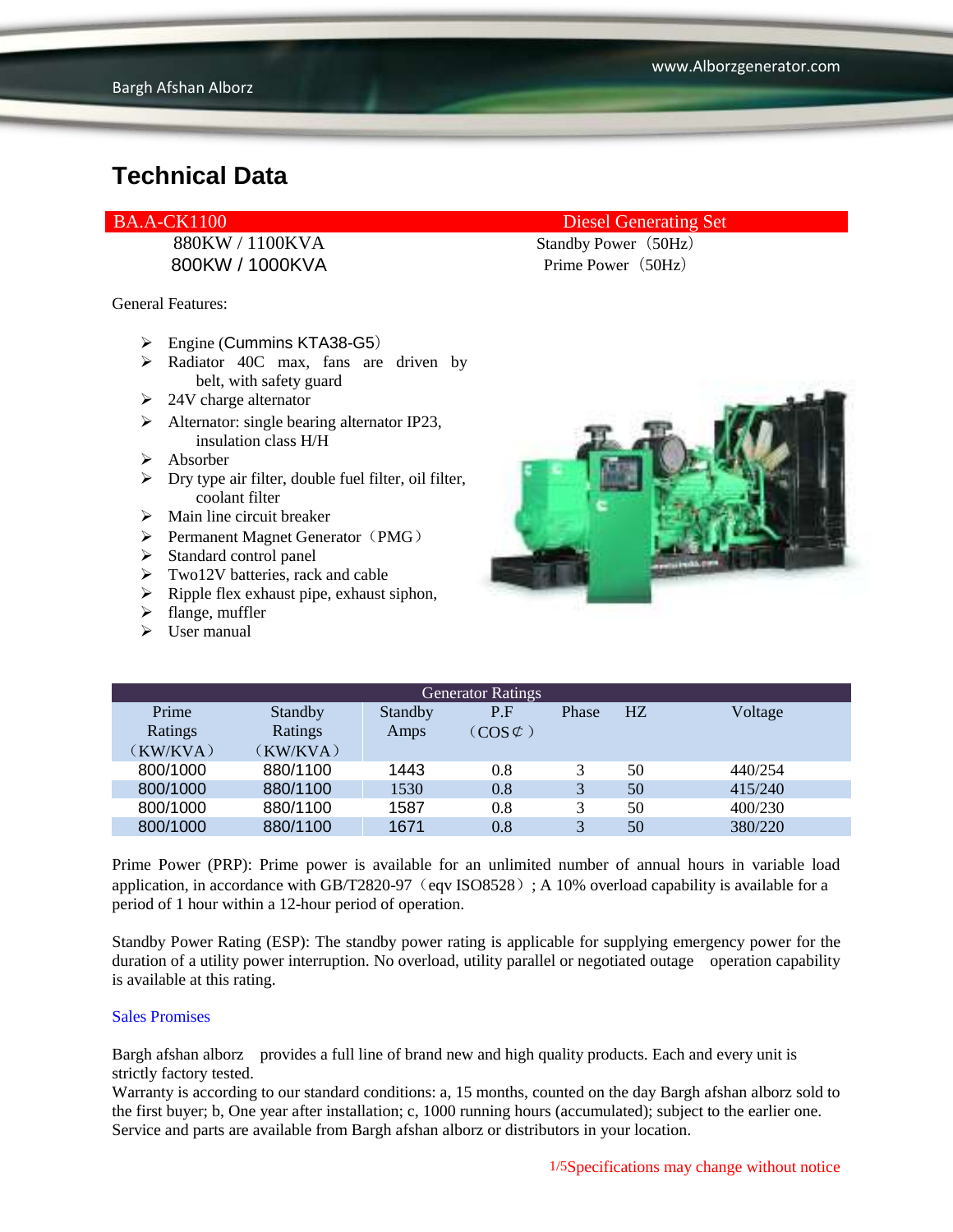# Technical Data

| BA.A-CK1100 | Diesel Generating Set |
|---|---|
| 880KW / 1100KVA | Standby Power（50Hz） |
| 800KW / 1000KVA | Prime Power（50Hz） |

General Features:

- Engine (Cummins KTA38-G5）
- Radiator 40C max, fans are driven by belt, with safety guard
- 24V charge alternator
- Alternator: single bearing alternator IP23, insulation class H/H
- Absorber
- Dry type air filter, double fuel filter, oil filter, coolant filter
- Main line circuit breaker
- Permanent Magnet Generator（PMG）
- Standard control panel
- Two12V batteries, rack and cable
- Ripple flex exhaust pipe, exhaust siphon,
- flange, muffler
- User manual

| Generator Ratings | | | | | | |
|---|---|---|---|---|---|---|
| Prime Ratings（KW/KVA） | Standby Ratings（KW/KVA） | Standby Amps | P.F（COS¢） | Phase | HZ | Voltage |
| 800/1000 | 880/1100 | 1443 | 0.8 | 3 | 50 | 440/254 |
| 800/1000 | 880/1100 | 1530 | 0.8 | 3 | 50 | 415/240 |
| 800/1000 | 880/1100 | 1587 | 0.8 | 3 | 50 | 400/230 |
| 800/1000 | 880/1100 | 1671 | 0.8 | 3 | 50 | 380/220 |

Prime Power (PRP): Prime power is available for an unlimited number of annual hours in variable load application, in accordance with GB/T2820-97（eqv ISO8528）; A 10% overload capability is available for a period of 1 hour within a 12-hour period of operation.

Standby Power Rating (ESP): The standby power rating is applicable for supplying emergency power for the duration of a utility power interruption. No overload, utility parallel or negotiated outage operation capability is available at this rating.

Sales Promises

Bargh afshan alborz provides a full line of brand new and high quality products. Each and every unit is strictly factory tested.
Warranty is according to our standard conditions: a, 15 months, counted on the day Bargh afshan alborz sold to the first buyer; b, One year after installation; c, 1000 running hours (accumulated); subject to the earlier one.
Service and parts are available from Bargh afshan alborz or distributors in your location.

Specifications may change without notice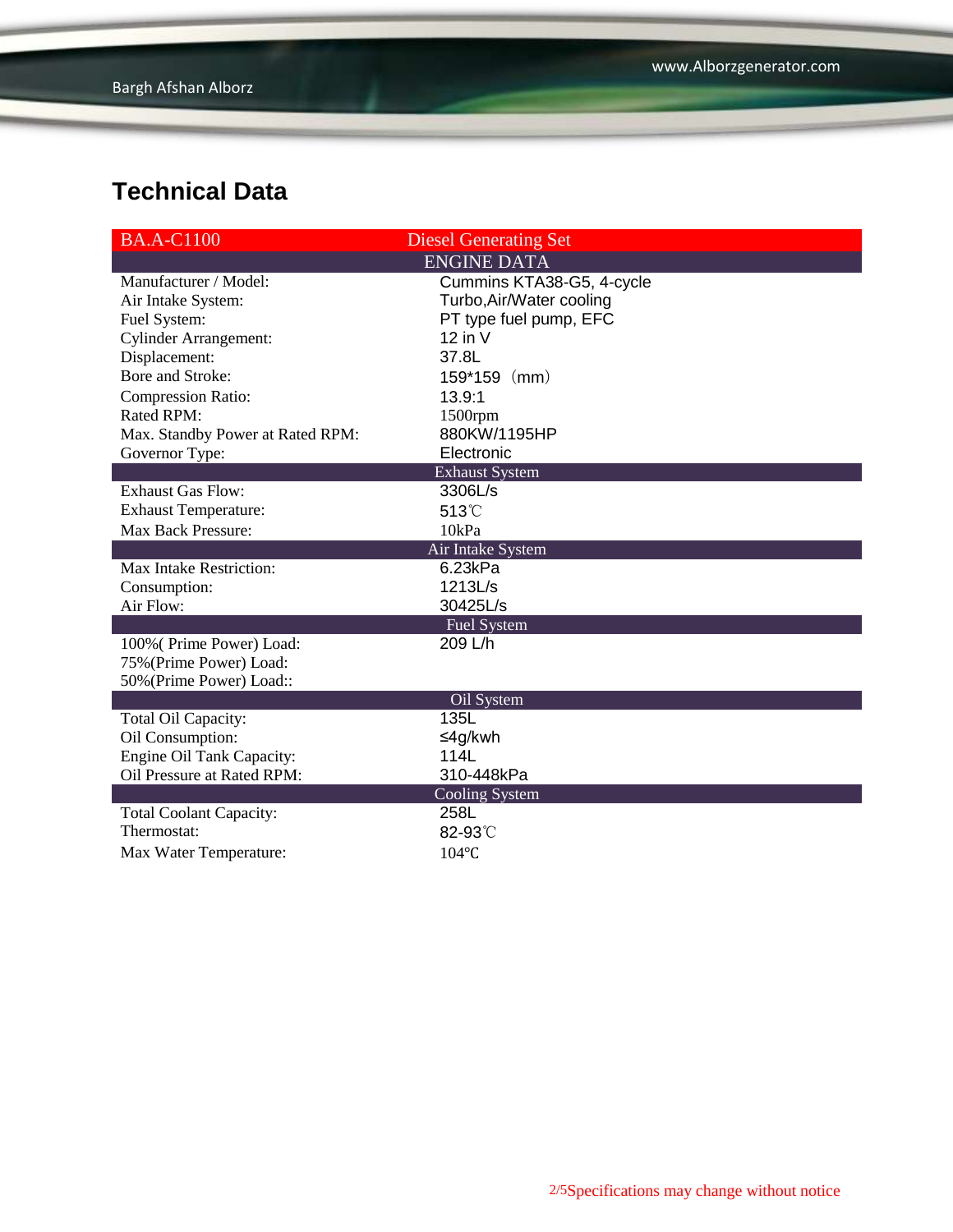## Technical Data

| BA.A-C1100 | Diesel Generating Set |
|---|---|
| **ENGINE DATA** | |
| Manufacturer / Model: | Cummins KTA38-G5, 4-cycle |
| Air Intake System: | Turbo,Air/Water cooling |
| Fuel System: | PT type fuel pump, EFC |
| Cylinder Arrangement: | 12 in V |
| Displacement: | 37.8L |
| Bore and Stroke: | 159*159（mm） |
| Compression Ratio: | 13.9:1 |
| Rated RPM: | 1500rpm |
| Max. Standby Power at Rated RPM: | 880KW/1195HP |
| Governor Type: | Electronic |
| **Exhaust System** | |
| Exhaust Gas Flow: | 3306L/s |
| Exhaust Temperature: | 513℃ |
| Max Back Pressure: | 10kPa |
| **Air Intake System** | |
| Max Intake Restriction: | 6.23kPa |
| Consumption: | 1213L/s |
| Air Flow: | 30425L/s |
| **Fuel System** | |
| 100%( Prime Power) Load: | 209 L/h |
| 75%(Prime Power) Load: | |
| 50%(Prime Power) Load:: | |
| **Oil System** | |
| Total Oil Capacity: | 135L |
| Oil Consumption: | ≤4g/kwh |
| Engine Oil Tank Capacity: | 114L |
| Oil Pressure at Rated RPM: | 310-448kPa |
| **Cooling System** | |
| Total Coolant Capacity: | 258L |
| Thermostat: | 82-93℃ |
| Max Water Temperature: | 104℃ |

Specifications may change without notice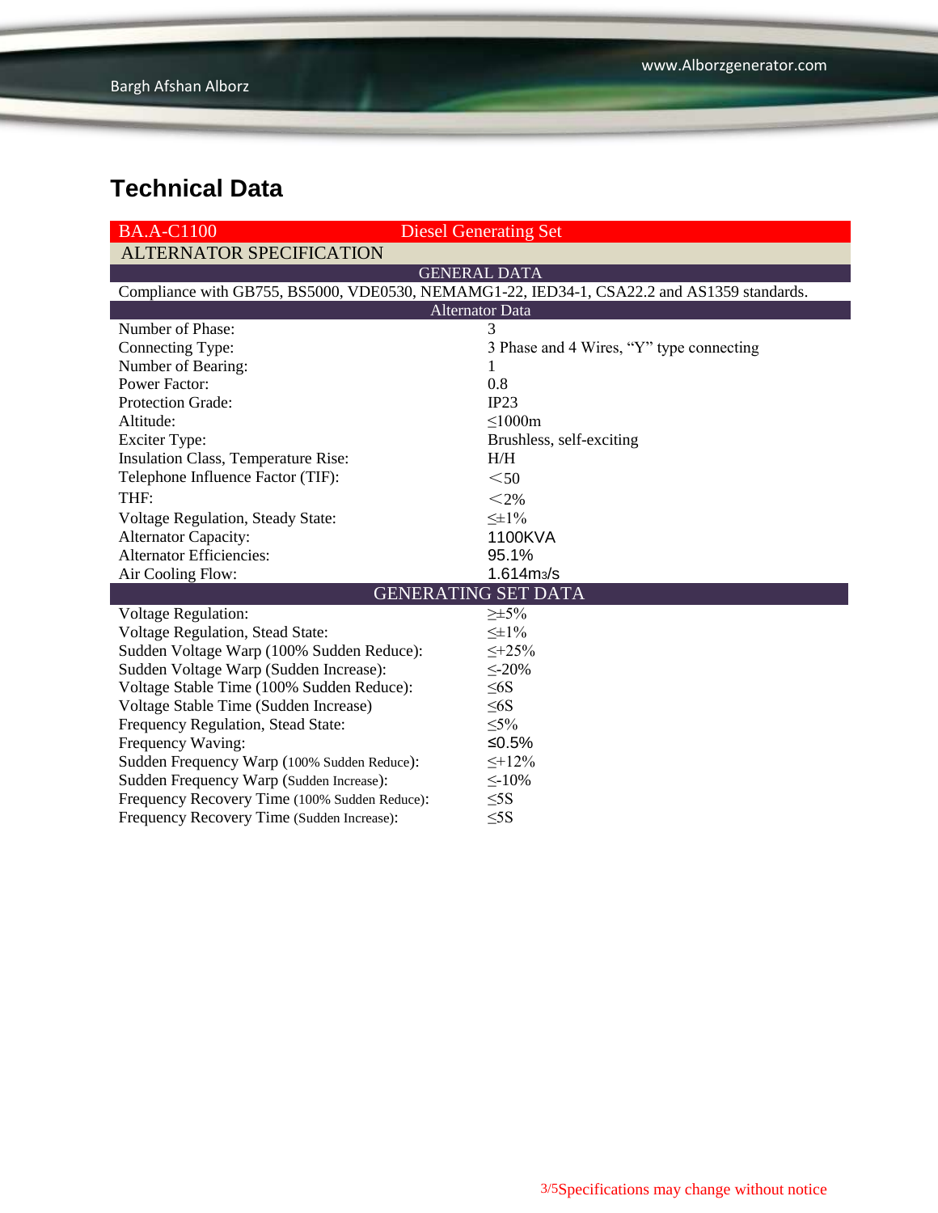# Technical Data

| BA.A-C1100 | Diesel Generating Set |
|---|---|
| **ALTERNATOR SPECIFICATION** | |
| **GENERAL DATA** | |
| Compliance with GB755, BS5000, VDE0530, NEMAMG1-22, IED34-1, CSA22.2 and AS1359 standards. | |
| **Alternator Data** | |
| Number of Phase: | 3 |
| Connecting Type: | 3 Phase and 4 Wires, “Y” type connecting |
| Number of Bearing: | 1 |
| Power Factor: | 0.8 |
| Protection Grade: | IP23 |
| Altitude: | ≤1000m |
| Exciter Type: | Brushless, self-exciting |
| Insulation Class, Temperature Rise: | H/H |
| Telephone Influence Factor (TIF): | ＜50 |
| THF: | ＜2% |
| Voltage Regulation, Steady State: | ≤±1% |
| Alternator Capacity: | 1100KVA |
| Alternator Efficiencies: | 95.1% |
| Air Cooling Flow: | 1.614m3/s |
| **GENERATING SET DATA** | |
| Voltage Regulation: | ≥±5% |
| Voltage Regulation, Stead State: | ≤±1% |
| Sudden Voltage Warp (100% Sudden Reduce): | ≤+25% |
| Sudden Voltage Warp (Sudden Increase): | ≤-20% |
| Voltage Stable Time (100% Sudden Reduce): | ≤6S |
| Voltage Stable Time (Sudden Increase) | ≤6S |
| Frequency Regulation, Stead State: | ≤5% |
| Frequency Waving: | ≤0.5% |
| Sudden Frequency Warp (100% Sudden Reduce): | ≤+12% |
| Sudden Frequency Warp (Sudden Increase): | ≤-10% |
| Frequency Recovery Time (100% Sudden Reduce): | ≤5S |
| Frequency Recovery Time (Sudden Increase): | ≤5S |

Specifications may change without notice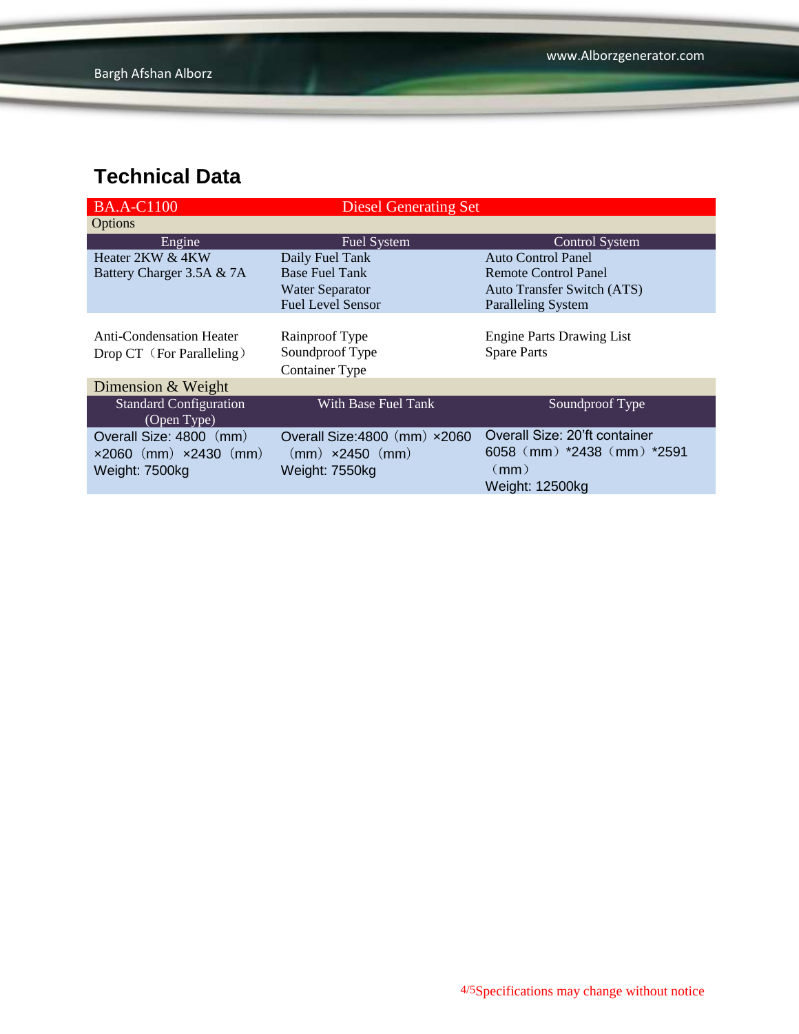## Technical Data

| BA.A-C1100 | Diesel Generating Set | |
|---|---|---|
| **Options** | | |
| **Engine** | **Fuel System** | **Control System** |
| Heater 2KW & 4KW<br>Battery Charger 3.5A & 7A | Daily Fuel Tank<br>Base Fuel Tank<br>Water Separator<br>Fuel Level Sensor | Auto Control Panel<br>Remote Control Panel<br>Auto Transfer Switch (ATS)<br>Paralleling System |
| Anti-Condensation Heater<br>Drop CT（For Paralleling） | Rainproof Type<br>Soundproof Type<br>Container Type | Engine Parts Drawing List<br>Spare Parts |
| **Dimension & Weight** | | |
| **Standard Configuration (Open Type)** | **With Base Fuel Tank** | **Soundproof Type** |
| Overall Size: 4800（mm）×2060（mm）×2430（mm）<br>Weight: 7500kg | Overall Size:4800（mm）×2060（mm）×2450（mm）<br>Weight: 7550kg | Overall Size: 20'ft container 6058（mm）*2438（mm）*2591（mm）<br>Weight: 12500kg |

Specifications may change without notice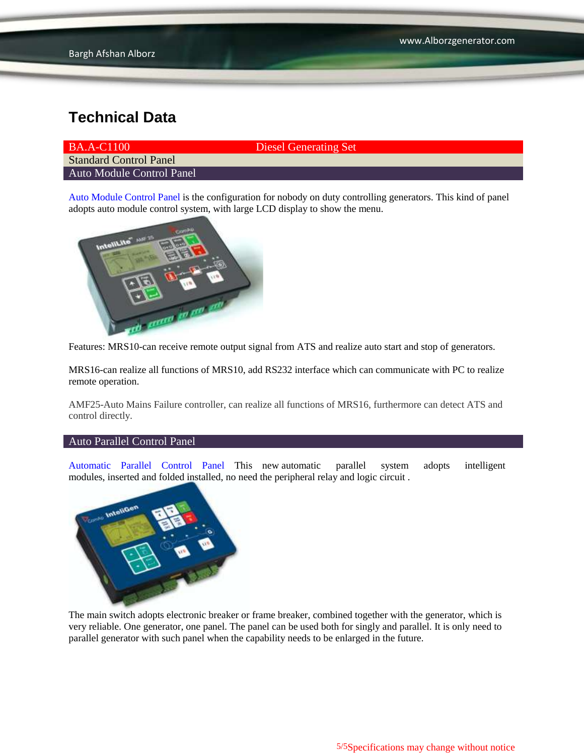## Technical Data

| BA.A-C1100 | Diesel Generating Set |
|---|---|
| Standard Control Panel | |
| Auto Module Control Panel | |

Auto Module Control Panel is the configuration for nobody on duty controlling generators. This kind of panel adopts auto module control system, with large LCD display to show the menu.

Features: MRS10-can receive remote output signal from ATS and realize auto start and stop of generators.

MRS16-can realize all functions of MRS10, add RS232 interface which can communicate with PC to realize remote operation.

AMF25-Auto Mains Failure controller, can realize all functions of MRS16, furthermore can detect ATS and control directly.

### Auto Parallel Control Panel

Automatic Parallel Control Panel This new automatic parallel system adopts intelligent modules, inserted and folded installed, no need the peripheral relay and logic circuit .

The main switch adopts electronic breaker or frame breaker, combined together with the generator, which is very reliable. One generator, one panel. The panel can be used both for singly and parallel. It is only need to parallel generator with such panel when the capability needs to be enlarged in the future.

Specifications may change without notice